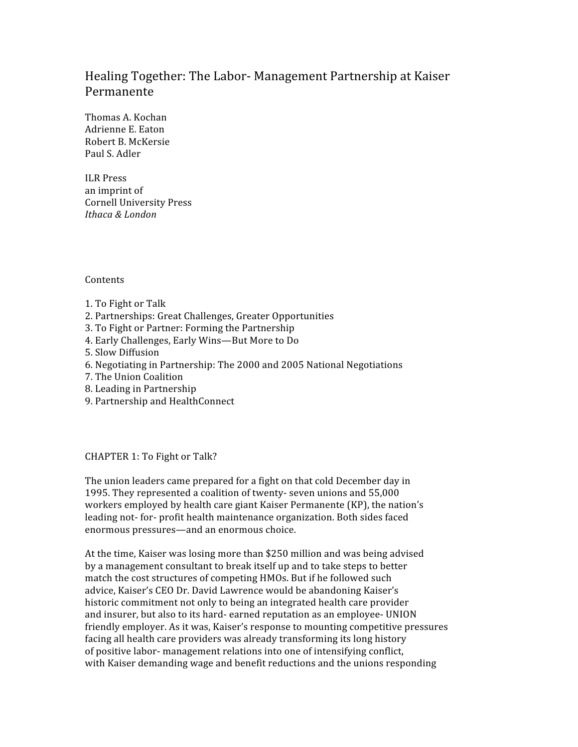# Healing Together: The Labor- Management Partnership at Kaiser Permanente

Thomas A. Kochan
Adrienne E. Eaton
Robert B. McKersie
Paul S. Adler

ILR Press
an imprint of
Cornell University Press
*Ithaca & London*

## Contents

1. To Fight or Talk
2. Partnerships: Great Challenges, Greater Opportunities
3. To Fight or Partner: Forming the Partnership
4. Early Challenges, Early Wins—But More to Do
5. Slow Diffusion
6. Negotiating in Partnership: The 2000 and 2005 National Negotiations
7. The Union Coalition
8. Leading in Partnership
9. Partnership and HealthConnect

## CHAPTER 1: To Fight or Talk?

The union leaders came prepared for a fight on that cold December day in 1995. They represented a coalition of twenty- seven unions and 55,000 workers employed by health care giant Kaiser Permanente (KP), the nation's leading not- for- profit health maintenance organization. Both sides faced enormous pressures—and an enormous choice.

At the time, Kaiser was losing more than $250 million and was being advised by a management consultant to break itself up and to take steps to better match the cost structures of competing HMOs. But if he followed such advice, Kaiser's CEO Dr. David Lawrence would be abandoning Kaiser's historic commitment not only to being an integrated health care provider and insurer, but also to its hard- earned reputation as an employee- UNION friendly employer. As it was, Kaiser's response to mounting competitive pressures facing all health care providers was already transforming its long history of positive labor- management relations into one of intensifying conflict, with Kaiser demanding wage and benefit reductions and the unions responding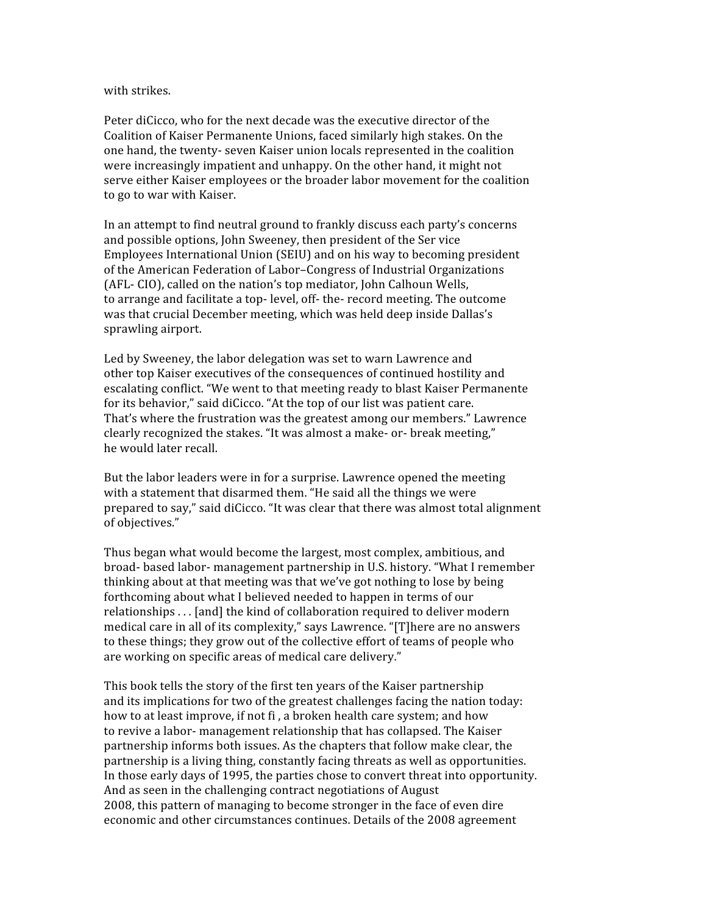with strikes.

Peter diCicco, who for the next decade was the executive director of the Coalition of Kaiser Permanente Unions, faced similarly high stakes. On the one hand, the twenty- seven Kaiser union locals represented in the coalition were increasingly impatient and unhappy. On the other hand, it might not serve either Kaiser employees or the broader labor movement for the coalition to go to war with Kaiser.

In an attempt to find neutral ground to frankly discuss each party's concerns and possible options, John Sweeney, then president of the Ser vice Employees International Union (SEIU) and on his way to becoming president of the American Federation of Labor–Congress of Industrial Organizations (AFL- CIO), called on the nation's top mediator, John Calhoun Wells, to arrange and facilitate a top- level, off- the- record meeting. The outcome was that crucial December meeting, which was held deep inside Dallas's sprawling airport.

Led by Sweeney, the labor delegation was set to warn Lawrence and other top Kaiser executives of the consequences of continued hostility and escalating conflict. "We went to that meeting ready to blast Kaiser Permanente for its behavior," said diCicco. "At the top of our list was patient care. That's where the frustration was the greatest among our members." Lawrence clearly recognized the stakes. "It was almost a make- or- break meeting," he would later recall.

But the labor leaders were in for a surprise. Lawrence opened the meeting with a statement that disarmed them. "He said all the things we were prepared to say," said diCicco. "It was clear that there was almost total alignment of objectives."

Thus began what would become the largest, most complex, ambitious, and broad- based labor- management partnership in U.S. history. "What I remember thinking about at that meeting was that we've got nothing to lose by being forthcoming about what I believed needed to happen in terms of our relationships . . . [and] the kind of collaboration required to deliver modern medical care in all of its complexity," says Lawrence. "[T]here are no answers to these things; they grow out of the collective effort of teams of people who are working on specific areas of medical care delivery."

This book tells the story of the first ten years of the Kaiser partnership and its implications for two of the greatest challenges facing the nation today: how to at least improve, if not fi , a broken health care system; and how to revive a labor- management relationship that has collapsed. The Kaiser partnership informs both issues. As the chapters that follow make clear, the partnership is a living thing, constantly facing threats as well as opportunities. In those early days of 1995, the parties chose to convert threat into opportunity. And as seen in the challenging contract negotiations of August 2008, this pattern of managing to become stronger in the face of even dire economic and other circumstances continues. Details of the 2008 agreement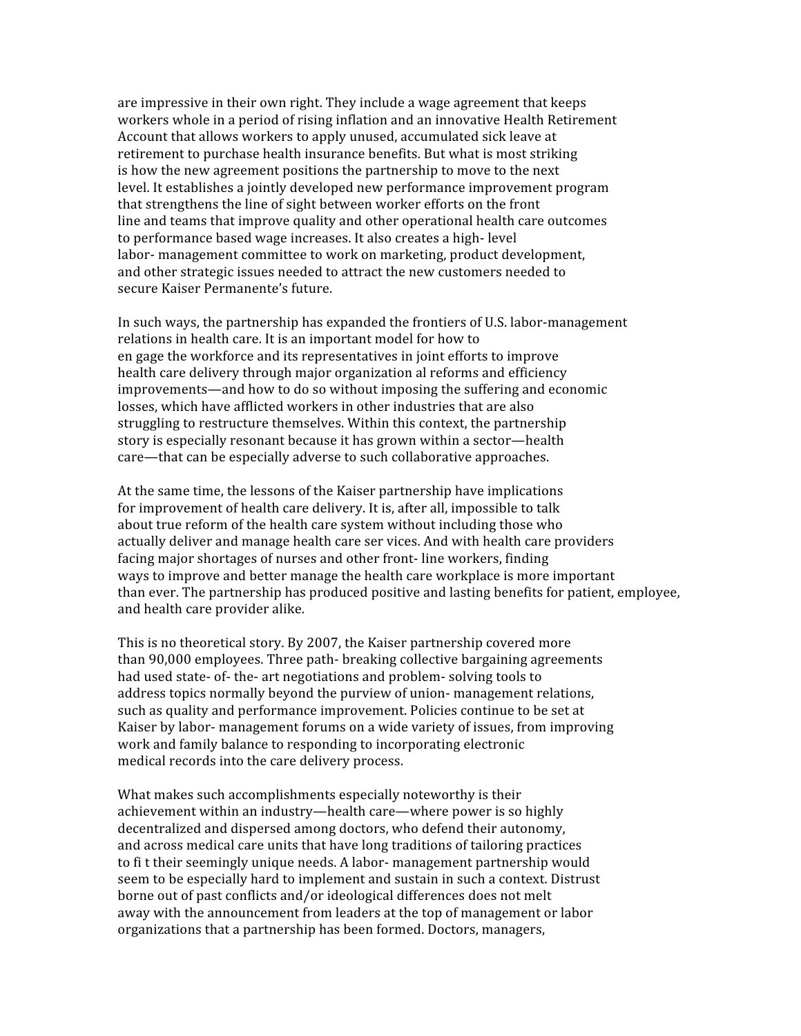are impressive in their own right. They include a wage agreement that keeps workers whole in a period of rising inflation and an innovative Health Retirement Account that allows workers to apply unused, accumulated sick leave at retirement to purchase health insurance benefits. But what is most striking is how the new agreement positions the partnership to move to the next level. It establishes a jointly developed new performance improvement program that strengthens the line of sight between worker efforts on the front line and teams that improve quality and other operational health care outcomes to performance based wage increases. It also creates a high- level labor- management committee to work on marketing, product development, and other strategic issues needed to attract the new customers needed to secure Kaiser Permanente's future.

In such ways, the partnership has expanded the frontiers of U.S. labor-management relations in health care. It is an important model for how to en gage the workforce and its representatives in joint efforts to improve health care delivery through major organization al reforms and efficiency improvements—and how to do so without imposing the suffering and economic losses, which have afflicted workers in other industries that are also struggling to restructure themselves. Within this context, the partnership story is especially resonant because it has grown within a sector—health care—that can be especially adverse to such collaborative approaches.

At the same time, the lessons of the Kaiser partnership have implications for improvement of health care delivery. It is, after all, impossible to talk about true reform of the health care system without including those who actually deliver and manage health care ser vices. And with health care providers facing major shortages of nurses and other front- line workers, finding ways to improve and better manage the health care workplace is more important than ever. The partnership has produced positive and lasting benefits for patient, employee, and health care provider alike.

This is no theoretical story. By 2007, the Kaiser partnership covered more than 90,000 employees. Three path- breaking collective bargaining agreements had used state- of- the- art negotiations and problem- solving tools to address topics normally beyond the purview of union- management relations, such as quality and performance improvement. Policies continue to be set at Kaiser by labor- management forums on a wide variety of issues, from improving work and family balance to responding to incorporating electronic medical records into the care delivery process.

What makes such accomplishments especially noteworthy is their achievement within an industry—health care—where power is so highly decentralized and dispersed among doctors, who defend their autonomy, and across medical care units that have long traditions of tailoring practices to fi t their seemingly unique needs. A labor- management partnership would seem to be especially hard to implement and sustain in such a context. Distrust borne out of past conflicts and/or ideological differences does not melt away with the announcement from leaders at the top of management or labor organizations that a partnership has been formed. Doctors, managers,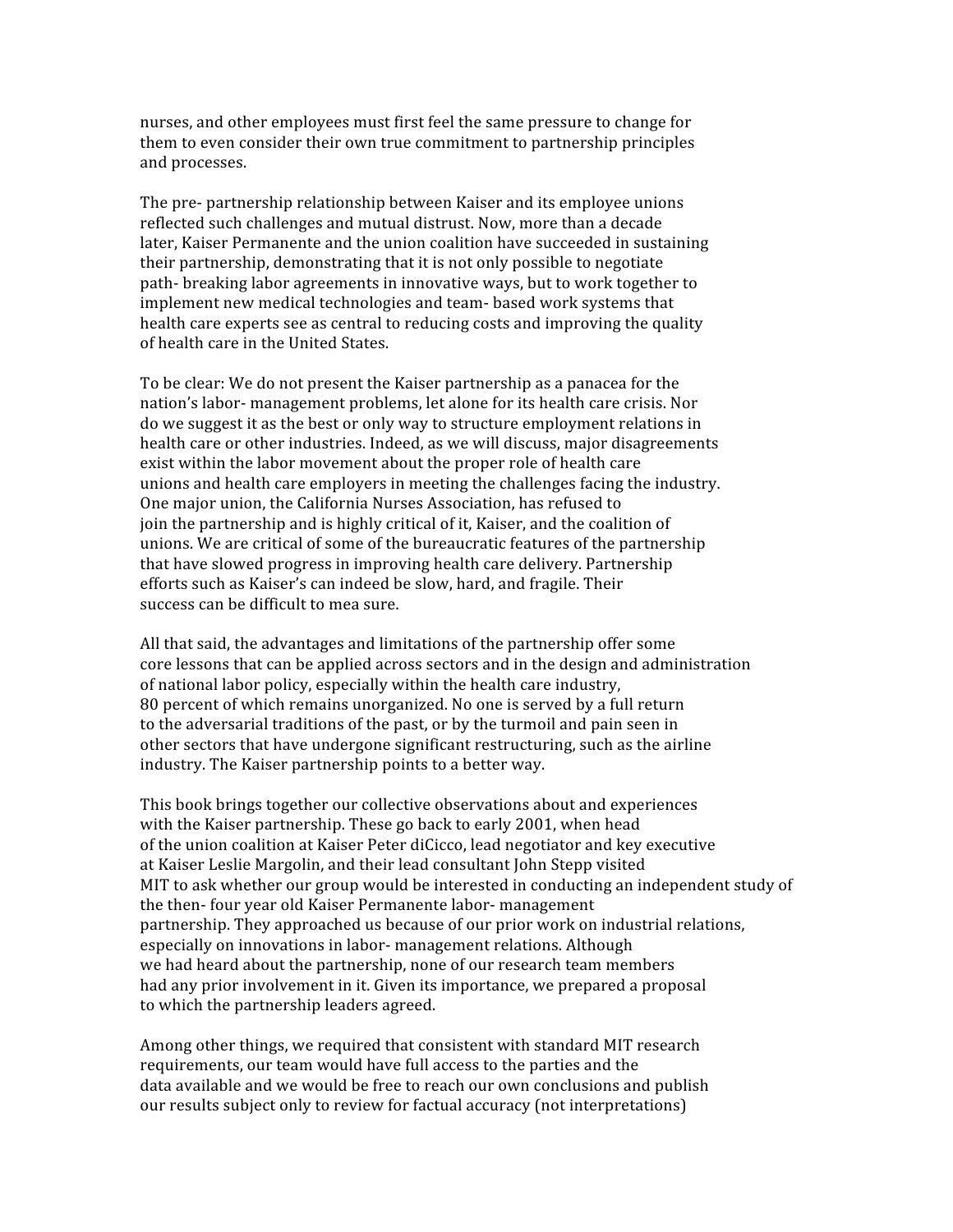nurses, and other employees must first feel the same pressure to change for them to even consider their own true commitment to partnership principles and processes.

The pre- partnership relationship between Kaiser and its employee unions reflected such challenges and mutual distrust. Now, more than a decade later, Kaiser Permanente and the union coalition have succeeded in sustaining their partnership, demonstrating that it is not only possible to negotiate path- breaking labor agreements in innovative ways, but to work together to implement new medical technologies and team- based work systems that health care experts see as central to reducing costs and improving the quality of health care in the United States.

To be clear: We do not present the Kaiser partnership as a panacea for the nation's labor- management problems, let alone for its health care crisis. Nor do we suggest it as the best or only way to structure employment relations in health care or other industries. Indeed, as we will discuss, major disagreements exist within the labor movement about the proper role of health care unions and health care employers in meeting the challenges facing the industry. One major union, the California Nurses Association, has refused to join the partnership and is highly critical of it, Kaiser, and the coalition of unions. We are critical of some of the bureaucratic features of the partnership that have slowed progress in improving health care delivery. Partnership efforts such as Kaiser's can indeed be slow, hard, and fragile. Their success can be difficult to mea sure.

All that said, the advantages and limitations of the partnership offer some core lessons that can be applied across sectors and in the design and administration of national labor policy, especially within the health care industry, 80 percent of which remains unorganized. No one is served by a full return to the adversarial traditions of the past, or by the turmoil and pain seen in other sectors that have undergone significant restructuring, such as the airline industry. The Kaiser partnership points to a better way.

This book brings together our collective observations about and experiences with the Kaiser partnership. These go back to early 2001, when head of the union coalition at Kaiser Peter diCicco, lead negotiator and key executive at Kaiser Leslie Margolin, and their lead consultant John Stepp visited MIT to ask whether our group would be interested in conducting an independent study of the then- four year old Kaiser Permanente labor- management partnership. They approached us because of our prior work on industrial relations, especially on innovations in labor- management relations. Although we had heard about the partnership, none of our research team members had any prior involvement in it. Given its importance, we prepared a proposal to which the partnership leaders agreed.

Among other things, we required that consistent with standard MIT research requirements, our team would have full access to the parties and the data available and we would be free to reach our own conclusions and publish our results subject only to review for factual accuracy (not interpretations)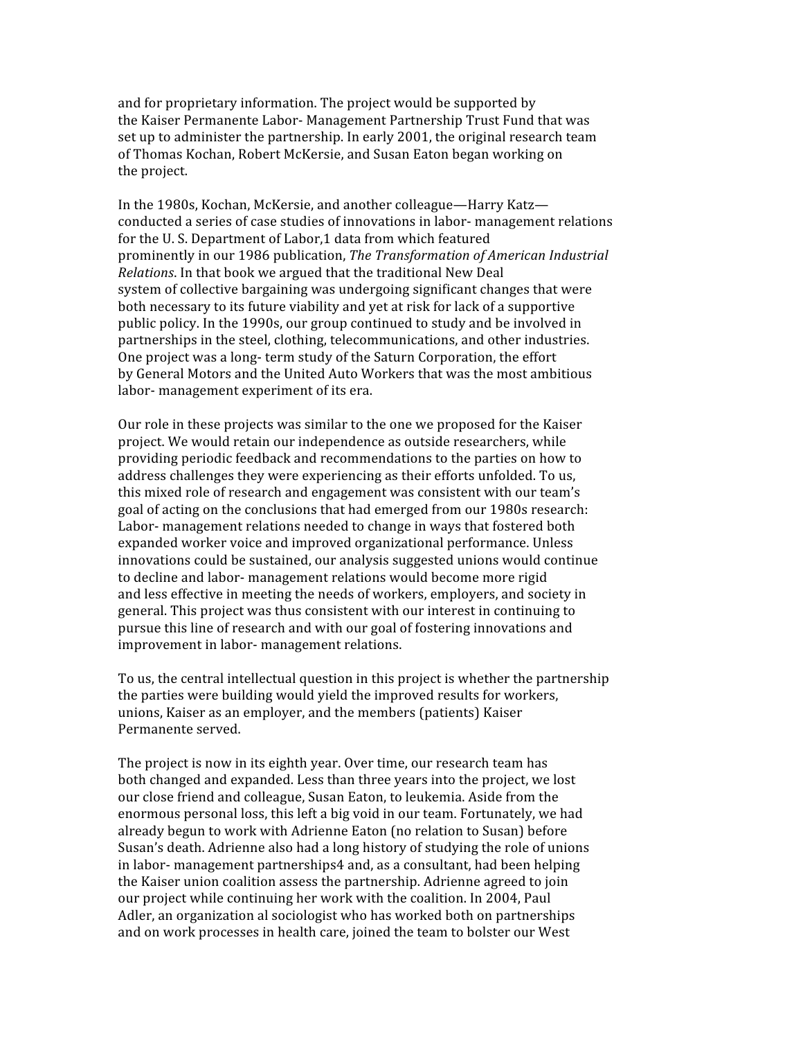and for proprietary information. The project would be supported by the Kaiser Permanente Labor- Management Partnership Trust Fund that was set up to administer the partnership. In early 2001, the original research team of Thomas Kochan, Robert McKersie, and Susan Eaton began working on the project.

In the 1980s, Kochan, McKersie, and another colleague—Harry Katz—conducted a series of case studies of innovations in labor- management relations for the U. S. Department of Labor,[1] data from which featured prominently in our 1986 publication, *The Transformation of American Industrial Relations*. In that book we argued that the traditional New Deal system of collective bargaining was undergoing significant changes that were both necessary to its future viability and yet at risk for lack of a supportive public policy. In the 1990s, our group continued to study and be involved in partnerships in the steel, clothing, telecommunications, and other industries. One project was a long- term study of the Saturn Corporation, the effort by General Motors and the United Auto Workers that was the most ambitious labor- management experiment of its era.

Our role in these projects was similar to the one we proposed for the Kaiser project. We would retain our independence as outside researchers, while providing periodic feedback and recommendations to the parties on how to address challenges they were experiencing as their efforts unfolded. To us, this mixed role of research and engagement was consistent with our team's goal of acting on the conclusions that had emerged from our 1980s research: Labor- management relations needed to change in ways that fostered both expanded worker voice and improved organizational performance. Unless innovations could be sustained, our analysis suggested unions would continue to decline and labor- management relations would become more rigid and less effective in meeting the needs of workers, employers, and society in general. This project was thus consistent with our interest in continuing to pursue this line of research and with our goal of fostering innovations and improvement in labor- management relations.

To us, the central intellectual question in this project is whether the partnership the parties were building would yield the improved results for workers, unions, Kaiser as an employer, and the members (patients) Kaiser Permanente served.

The project is now in its eighth year. Over time, our research team has both changed and expanded. Less than three years into the project, we lost our close friend and colleague, Susan Eaton, to leukemia. Aside from the enormous personal loss, this left a big void in our team. Fortunately, we had already begun to work with Adrienne Eaton (no relation to Susan) before Susan's death. Adrienne also had a long history of studying the role of unions in labor- management partnerships[4] and, as a consultant, had been helping the Kaiser union coalition assess the partnership. Adrienne agreed to join our project while continuing her work with the coalition. In 2004, Paul Adler, an organization al sociologist who has worked both on partnerships and on work processes in health care, joined the team to bolster our West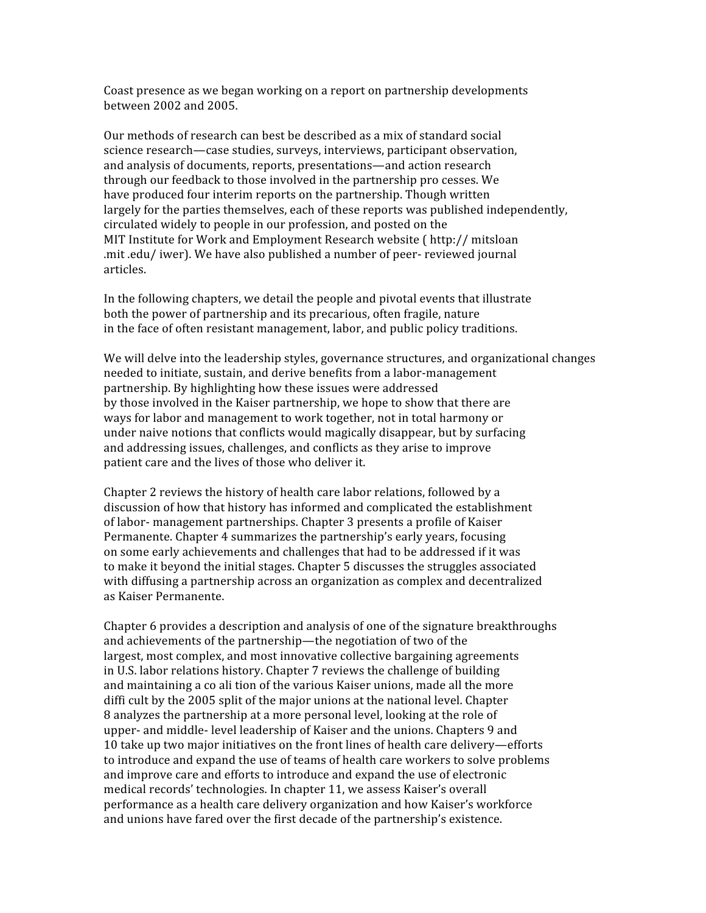Coast presence as we began working on a report on partnership developments between 2002 and 2005.

Our methods of research can best be described as a mix of standard social science research—case studies, surveys, interviews, participant observation, and analysis of documents, reports, presentations—and action research through our feedback to those involved in the partnership pro cesses. We have produced four interim reports on the partnership. Though written largely for the parties themselves, each of these reports was published independently, circulated widely to people in our profession, and posted on the MIT Institute for Work and Employment Research website ( http:// mitsloan .mit .edu/ iwer). We have also published a number of peer- reviewed journal articles.

In the following chapters, we detail the people and pivotal events that illustrate both the power of partnership and its precarious, often fragile, nature in the face of often resistant management, labor, and public policy traditions.

We will delve into the leadership styles, governance structures, and organizational changes needed to initiate, sustain, and derive benefits from a labor-management partnership. By highlighting how these issues were addressed by those involved in the Kaiser partnership, we hope to show that there are ways for labor and management to work together, not in total harmony or under naive notions that conflicts would magically disappear, but by surfacing and addressing issues, challenges, and conflicts as they arise to improve patient care and the lives of those who deliver it.

Chapter 2 reviews the history of health care labor relations, followed by a discussion of how that history has informed and complicated the establishment of labor- management partnerships. Chapter 3 presents a profile of Kaiser Permanente. Chapter 4 summarizes the partnership's early years, focusing on some early achievements and challenges that had to be addressed if it was to make it beyond the initial stages. Chapter 5 discusses the struggles associated with diffusing a partnership across an organization as complex and decentralized as Kaiser Permanente.

Chapter 6 provides a description and analysis of one of the signature breakthroughs and achievements of the partnership—the negotiation of two of the largest, most complex, and most innovative collective bargaining agreements in U.S. labor relations history. Chapter 7 reviews the challenge of building and maintaining a co ali tion of the various Kaiser unions, made all the more diffi cult by the 2005 split of the major unions at the national level. Chapter 8 analyzes the partnership at a more personal level, looking at the role of upper- and middle- level leadership of Kaiser and the unions. Chapters 9 and 10 take up two major initiatives on the front lines of health care delivery—efforts to introduce and expand the use of teams of health care workers to solve problems and improve care and efforts to introduce and expand the use of electronic medical records' technologies. In chapter 11, we assess Kaiser's overall performance as a health care delivery organization and how Kaiser's workforce and unions have fared over the first decade of the partnership's existence.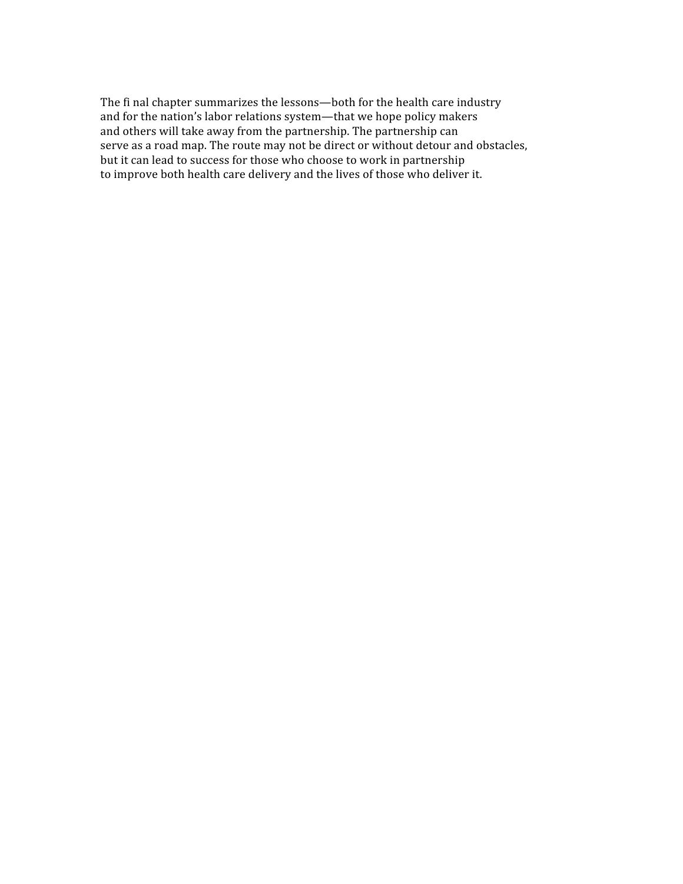The final chapter summarizes the lessons—both for the health care industry and for the nation's labor relations system—that we hope policy makers and others will take away from the partnership. The partnership can serve as a road map. The route may not be direct or without detour and obstacles, but it can lead to success for those who choose to work in partnership to improve both health care delivery and the lives of those who deliver it.